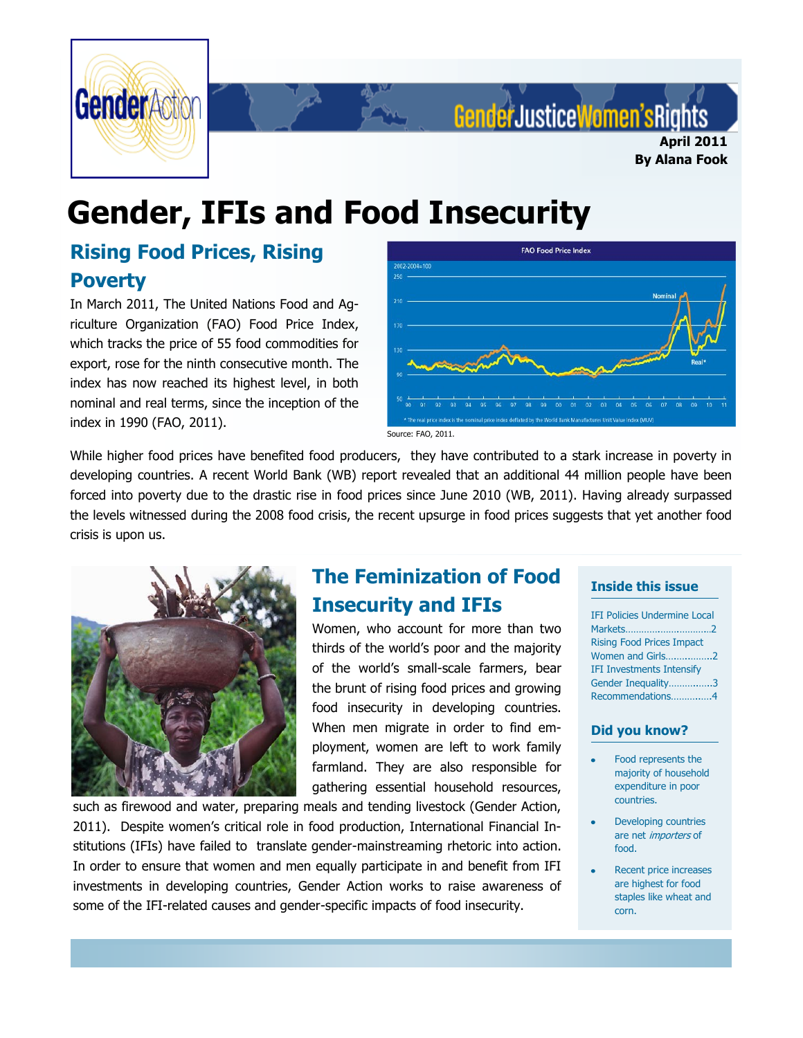GenderAction

GenderJusticeWomen'sRights

**April 2011**
**By Alana Fook**

# Gender, IFIs and Food Insecurity

## Rising Food Prices, Rising Poverty

In March 2011, The United Nations Food and Agriculture Organization (FAO) Food Price Index, which tracks the price of 55 food commodities for export, rose for the ninth consecutive month. The index has now reached its highest level, in both nominal and real terms, since the inception of the index in 1990 (FAO, 2011).

FAO Food Price Index

Source: FAO, 2011.

While higher food prices have benefited food producers, they have contributed to a stark increase in poverty in developing countries. A recent World Bank (WB) report revealed that an additional 44 million people have been forced into poverty due to the drastic rise in food prices since June 2010 (WB, 2011). Having already surpassed the levels witnessed during the 2008 food crisis, the recent upsurge in food prices suggests that yet another food crisis is upon us.

## The Feminization of Food Insecurity and IFIs

Women, who account for more than two thirds of the world's poor and the majority of the world's small-scale farmers, bear the brunt of rising food prices and growing food insecurity in developing countries. When men migrate in order to find employment, women are left to work family farmland. They are also responsible for gathering essential household resources, such as firewood and water, preparing meals and tending livestock (Gender Action, 2011). Despite women's critical role in food production, International Financial Institutions (IFIs) have failed to translate gender-mainstreaming rhetoric into action. In order to ensure that women and men equally participate in and benefit from IFI investments in developing countries, Gender Action works to raise awareness of some of the IFI-related causes and gender-specific impacts of food insecurity.

### Inside this issue

- IFI Policies Undermine Local Markets……2
- Rising Food Prices Impact Women and Girls……2
- IFI Investments Intensify Gender Inequality……3
- Recommendations……4

### Did you know?

- Food represents the majority of household expenditure in poor countries.
- Developing countries are net *importers* of food.
- Recent price increases are highest for food staples like wheat and corn.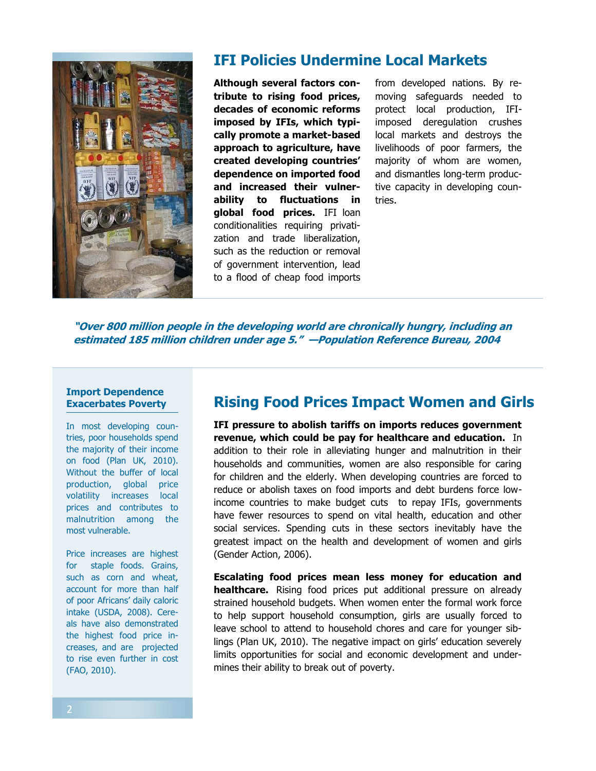## IFI Policies Undermine Local Markets

**Although several factors contribute to rising food prices, decades of economic reforms imposed by IFIs, which typically promote a market-based approach to agriculture, have created developing countries' dependence on imported food and increased their vulnerability to fluctuations in global food prices.** IFI loan conditionalities requiring privatization and trade liberalization, such as the reduction or removal of government intervention, lead to a flood of cheap food imports from developed nations. By removing safeguards needed to protect local production, IFI-imposed deregulation crushes local markets and destroys the livelihoods of poor farmers, the majority of whom are women, and dismantles long-term productive capacity in developing countries.

***"Over 800 million people in the developing world are chronically hungry, including an estimated 185 million children under age 5." —Population Reference Bureau, 2004***

### Import Dependence Exacerbates Poverty

In most developing countries, poor households spend the majority of their income on food (Plan UK, 2010). Without the buffer of local production, global price volatility increases local prices and contributes to malnutrition among the most vulnerable.

Price increases are highest for staple foods. Grains, such as corn and wheat, account for more than half of poor Africans' daily caloric intake (USDA, 2008). Cereals have also demonstrated the highest food price increases, and are projected to rise even further in cost (FAO, 2010).

## Rising Food Prices Impact Women and Girls

**IFI pressure to abolish tariffs on imports reduces government revenue, which could be pay for healthcare and education.** In addition to their role in alleviating hunger and malnutrition in their households and communities, women are also responsible for caring for children and the elderly. When developing countries are forced to reduce or abolish taxes on food imports and debt burdens force low-income countries to make budget cuts to repay IFIs, governments have fewer resources to spend on vital health, education and other social services. Spending cuts in these sectors inevitably have the greatest impact on the health and development of women and girls (Gender Action, 2006).

**Escalating food prices mean less money for education and healthcare.** Rising food prices put additional pressure on already strained household budgets. When women enter the formal work force to help support household consumption, girls are usually forced to leave school to attend to household chores and care for younger siblings (Plan UK, 2010). The negative impact on girls' education severely limits opportunities for social and economic development and undermines their ability to break out of poverty.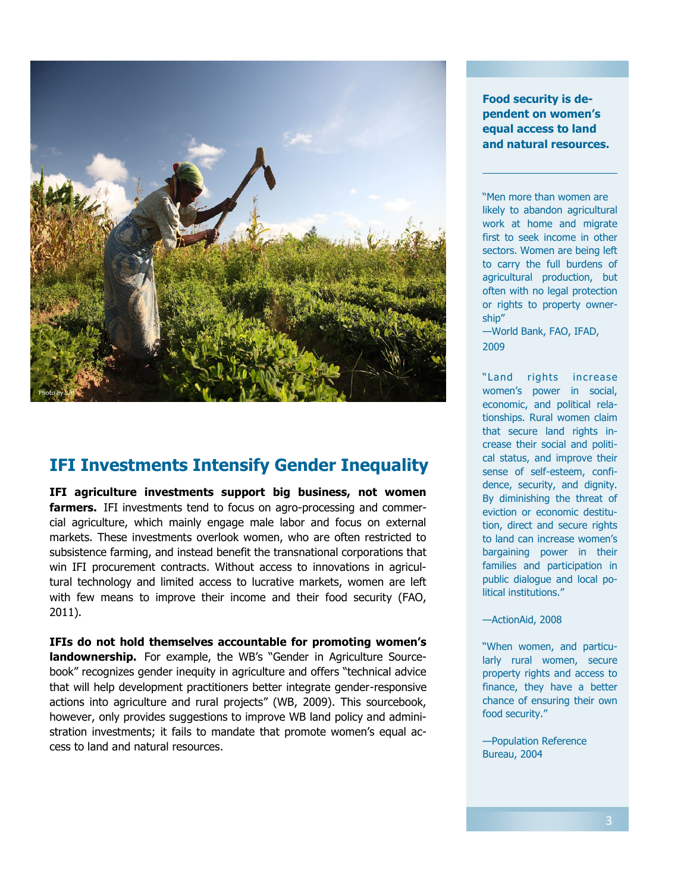## IFI Investments Intensify Gender Inequality

**IFI agriculture investments support big business, not women farmers.** IFI investments tend to focus on agro-processing and commercial agriculture, which mainly engage male labor and focus on external markets. These investments overlook women, who are often restricted to subsistence farming, and instead benefit the transnational corporations that win IFI procurement contracts. Without access to innovations in agricultural technology and limited access to lucrative markets, women are left with few means to improve their income and their food security (FAO, 2011).

**IFIs do not hold themselves accountable for promoting women's landownership.** For example, the WB's "Gender in Agriculture Sourcebook" recognizes gender inequity in agriculture and offers "technical advice that will help development practitioners better integrate gender-responsive actions into agriculture and rural projects" (WB, 2009). This sourcebook, however, only provides suggestions to improve WB land policy and administration investments; it fails to mandate that promote women's equal access to land and natural resources.

**Food security is dependent on women's equal access to land and natural resources.**

"Men more than women are likely to abandon agricultural work at home and migrate first to seek income in other sectors. Women are being left to carry the full burdens of agricultural production, but often with no legal protection or rights to property ownership"
—World Bank, FAO, IFAD, 2009

"Land rights increase women's power in social, economic, and political relationships. Rural women claim that secure land rights increase their social and political status, and improve their sense of self-esteem, confidence, security, and dignity. By diminishing the threat of eviction or economic destitution, direct and secure rights to land can increase women's bargaining power in their families and participation in public dialogue and local political institutions."

—ActionAid, 2008

"When women, and particularly rural women, secure property rights and access to finance, they have a better chance of ensuring their own food security."

—Population Reference Bureau, 2004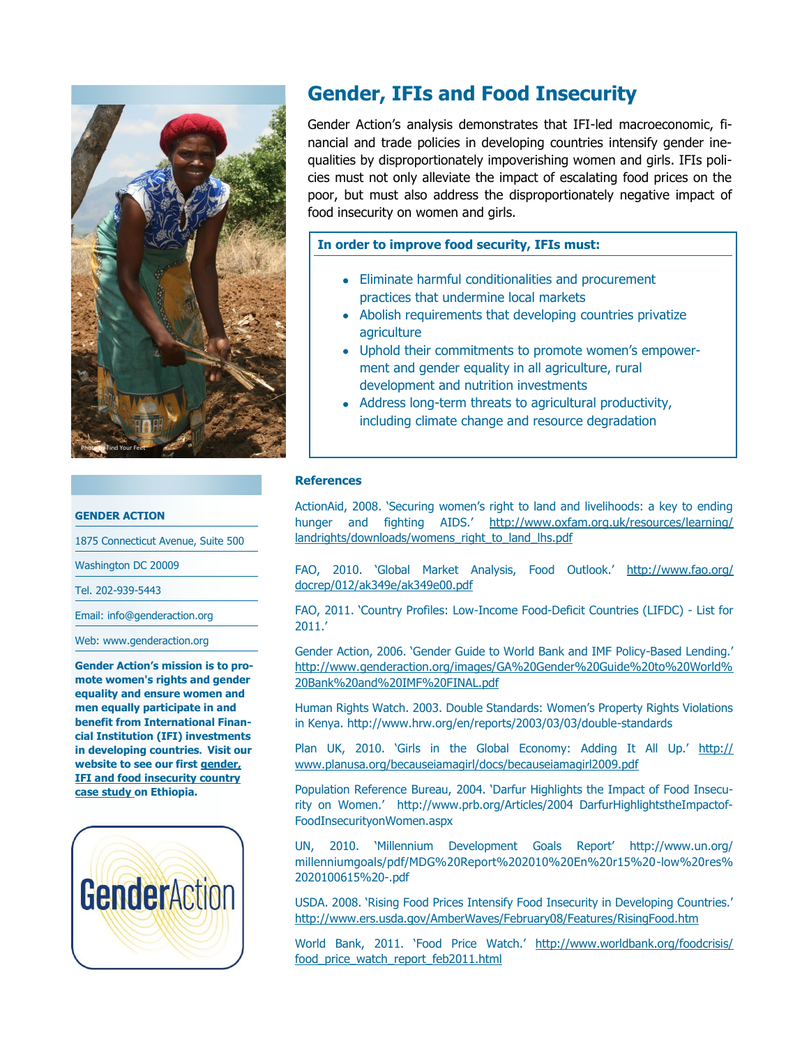## Gender, IFIs and Food Insecurity

Gender Action's analysis demonstrates that IFI-led macroeconomic, financial and trade policies in developing countries intensify gender inequalities by disproportionately impoverishing women and girls. IFIs policies must not only alleviate the impact of escalating food prices on the poor, but must also address the disproportionately negative impact of food insecurity on women and girls.

**In order to improve food security, IFIs must:**

- Eliminate harmful conditionalities and procurement practices that undermine local markets
- Abolish requirements that developing countries privatize agriculture
- Uphold their commitments to promote women's empowerment and gender equality in all agriculture, rural development and nutrition investments
- Address long-term threats to agricultural productivity, including climate change and resource degradation

Photo by Find Your Feet

**GENDER ACTION**

1875 Connecticut Avenue, Suite 500

Washington DC 20009

Tel. 202-939-5443

Email: info@genderaction.org

Web: www.genderaction.org

**Gender Action's mission is to promote women's rights and gender equality and ensure women and men equally participate in and benefit from International Financial Institution (IFI) investments in developing countries. Visit our website to see our first gender, IFI and food insecurity country case study on Ethiopia.**

GenderAction

### References

ActionAid, 2008. 'Securing women's right to land and livelihoods: a key to ending hunger and fighting AIDS.' http://www.oxfam.org.uk/resources/learning/landrights/downloads/womens_right_to_land_lhs.pdf

FAO, 2010. 'Global Market Analysis, Food Outlook.' http://www.fao.org/docrep/012/ak349e/ak349e00.pdf

FAO, 2011. 'Country Profiles: Low-Income Food-Deficit Countries (LIFDC) - List for 2011.'

Gender Action, 2006. 'Gender Guide to World Bank and IMF Policy-Based Lending.' http://www.genderaction.org/images/GA%20Gender%20Guide%20to%20World%20Bank%20and%20IMF%20FINAL.pdf

Human Rights Watch. 2003. Double Standards: Women's Property Rights Violations in Kenya. http://www.hrw.org/en/reports/2003/03/03/double-standards

Plan UK, 2010. 'Girls in the Global Economy: Adding It All Up.' http://www.planusa.org/becauseiamagirl/docs/becauseiamagirl2009.pdf

Population Reference Bureau, 2004. 'Darfur Highlights the Impact of Food Insecurity on Women.' http://www.prb.org/Articles/2004 DarfurHighlightstheImpactofFoodInsecurityonWomen.aspx

UN, 2010. 'Millennium Development Goals Report' http://www.un.org/millenniumgoals/pdf/MDG%20Report%202010%20En%20r15%20-low%20res%2020100615%20-.pdf

USDA. 2008. 'Rising Food Prices Intensify Food Insecurity in Developing Countries.' http://www.ers.usda.gov/AmberWaves/February08/Features/RisingFood.htm

World Bank, 2011. 'Food Price Watch.' http://www.worldbank.org/foodcrisis/food_price_watch_report_feb2011.html